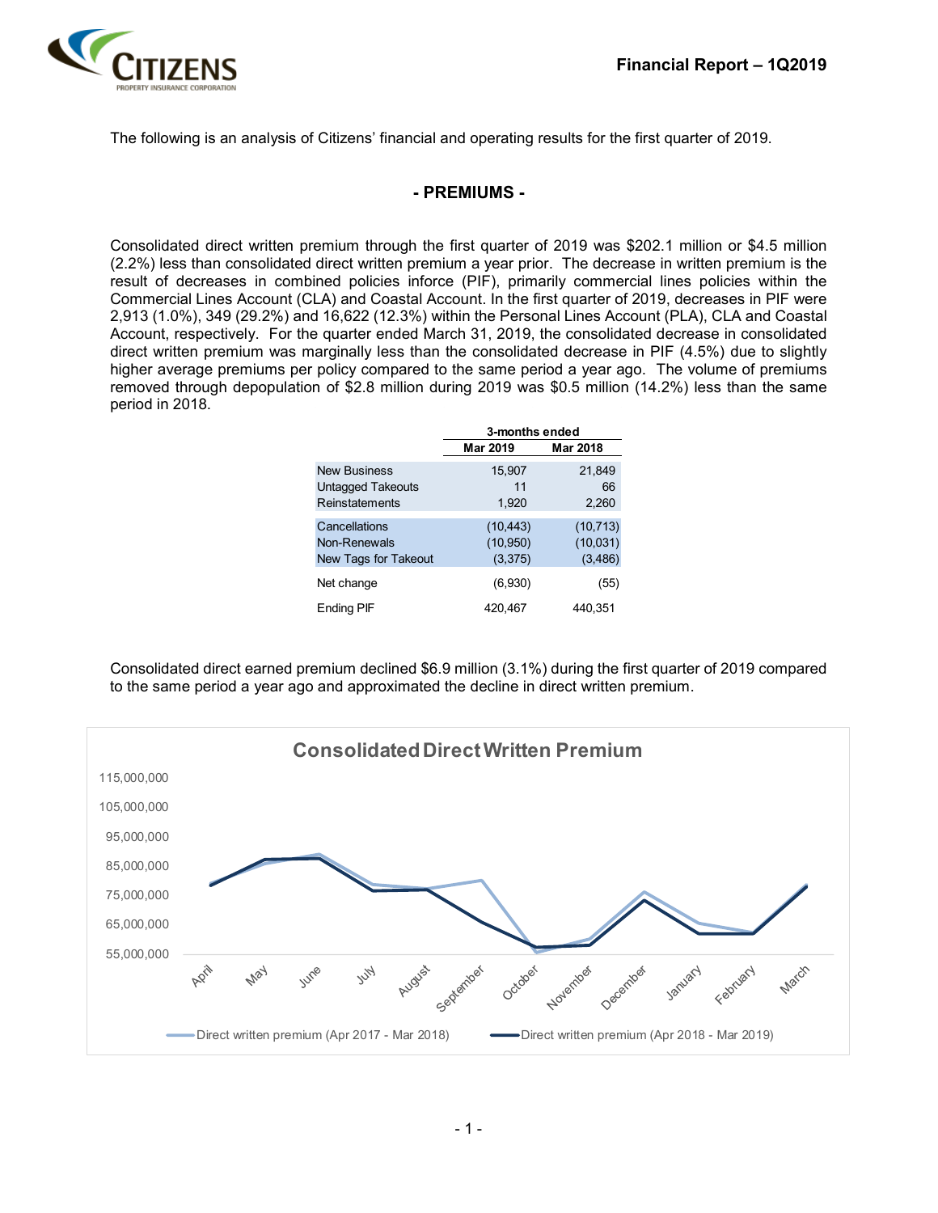# Financial Report – 1Q2019

The following is an analysis of Citizens' financial and operating results for the first quarter of 2019.

## - PREMIUMS -

Consolidated direct written premium through the first quarter of 2019 was $202.1 million or $4.5 million (2.2%) less than consolidated direct written premium a year prior. The decrease in written premium is the result of decreases in combined policies inforce (PIF), primarily commercial lines policies within the Commercial Lines Account (CLA) and Coastal Account. In the first quarter of 2019, decreases in PIF were 2,913 (1.0%), 349 (29.2%) and 16,622 (12.3%) within the Personal Lines Account (PLA), CLA and Coastal Account, respectively. For the quarter ended March 31, 2019, the consolidated decrease in consolidated direct written premium was marginally less than the consolidated decrease in PIF (4.5%) due to slightly higher average premiums per policy compared to the same period a year ago. The volume of premiums removed through depopulation of $2.8 million during 2019 was $0.5 million (14.2%) less than the same period in 2018.

| | 3-months ended | |
|---|---|---|
| | Mar 2019 | Mar 2018 |
| New Business | 15,907 | 21,849 |
| Untagged Takeouts | 11 | 66 |
| Reinstatements | 1,920 | 2,260 |
| Cancellations | (10,443) | (10,713) |
| Non-Renewals | (10,950) | (10,031) |
| New Tags for Takeout | (3,375) | (3,486) |
| Net change | (6,930) | (55) |
| Ending PIF | 420,467 | 440,351 |

Consolidated direct earned premium declined $6.9 million (3.1%) during the first quarter of 2019 compared to the same period a year ago and approximated the decline in direct written premium.

**Consolidated Direct Written Premium**

Chart legend: Direct written premium (Apr 2017 - Mar 2018); Direct written premium (Apr 2018 - Mar 2019)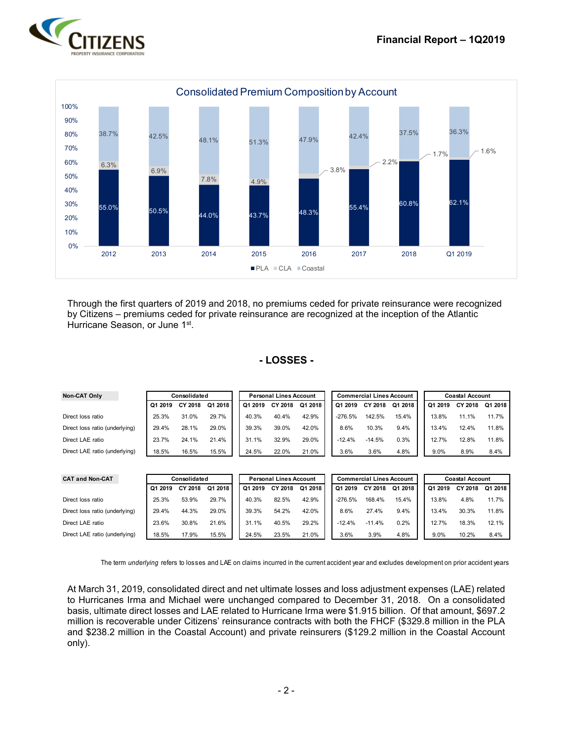**Consolidated Premium Composition by Account**

| | 2012 | 2013 | 2014 | 2015 | 2016 | 2017 | 2018 | Q1 2019 |
|---|---|---|---|---|---|---|---|---|
| PLA | 55.0% | 50.5% | 44.0% | 43.7% | 48.3% | 55.4% | 60.8% | 62.1% |
| CLA | 6.3% | 6.9% | 7.8% | 4.9% | 3.8% | 2.2% | 1.7% | 1.6% |
| Coastal | 38.7% | 42.5% | 48.1% | 51.3% | 47.9% | 42.4% | 37.5% | 36.3% |

Through the first quarters of 2019 and 2018, no premiums ceded for private reinsurance were recognized by Citizens – premiums ceded for private reinsurance are recognized at the inception of the Atlantic Hurricane Season, or June 1st.

## - LOSSES -

| Non-CAT Only | Consolidated | | | Personal Lines Account | | | Commercial Lines Account | | | Coastal Account | | |
|---|---|---|---|---|---|---|---|---|---|---|---|---|
| | Q1 2019 | CY 2018 | Q1 2018 | Q1 2019 | CY 2018 | Q1 2018 | Q1 2019 | CY 2018 | Q1 2018 | Q1 2019 | CY 2018 | Q1 2018 |
| Direct loss ratio | 25.3% | 31.0% | 29.7% | 40.3% | 40.4% | 42.9% | -276.5% | 142.5% | 15.4% | 13.8% | 11.1% | 11.7% |
| Direct loss ratio (underlying) | 29.4% | 28.1% | 29.0% | 39.3% | 39.0% | 42.0% | 8.6% | 10.3% | 9.4% | 13.4% | 12.4% | 11.8% |
| Direct LAE ratio | 23.7% | 24.1% | 21.4% | 31.1% | 32.9% | 29.0% | -12.4% | -14.5% | 0.3% | 12.7% | 12.8% | 11.8% |
| Direct LAE ratio (underlying) | 18.5% | 16.5% | 15.5% | 24.5% | 22.0% | 21.0% | 3.6% | 3.6% | 4.8% | 9.0% | 8.9% | 8.4% |

| CAT and Non-CAT | Consolidated | | | Personal Lines Account | | | Commercial Lines Account | | | Coastal Account | | |
|---|---|---|---|---|---|---|---|---|---|---|---|---|
| | Q1 2019 | CY 2018 | Q1 2018 | Q1 2019 | CY 2018 | Q1 2018 | Q1 2019 | CY 2018 | Q1 2018 | Q1 2019 | CY 2018 | Q1 2018 |
| Direct loss ratio | 25.3% | 53.9% | 29.7% | 40.3% | 82.5% | 42.9% | -276.5% | 168.4% | 15.4% | 13.8% | 4.8% | 11.7% |
| Direct loss ratio (underlying) | 29.4% | 44.3% | 29.0% | 39.3% | 54.2% | 42.0% | 8.6% | 27.4% | 9.4% | 13.4% | 30.3% | 11.8% |
| Direct LAE ratio | 23.6% | 30.8% | 21.6% | 31.1% | 40.5% | 29.2% | -12.4% | -11.4% | 0.2% | 12.7% | 18.3% | 12.1% |
| Direct LAE ratio (underlying) | 18.5% | 17.9% | 15.5% | 24.5% | 23.5% | 21.0% | 3.6% | 3.9% | 4.8% | 9.0% | 10.2% | 8.4% |

The term *underlying* refers to losses and LAE on claims incurred in the current accident year and excludes development on prior accident years

At March 31, 2019, consolidated direct and net ultimate losses and loss adjustment expenses (LAE) related to Hurricanes Irma and Michael were unchanged compared to December 31, 2018. On a consolidated basis, ultimate direct losses and LAE related to Hurricane Irma were $1.915 billion. Of that amount, $697.2 million is recoverable under Citizens' reinsurance contracts with both the FHCF ($329.8 million in the PLA and $238.2 million in the Coastal Account) and private reinsurers ($129.2 million in the Coastal Account only).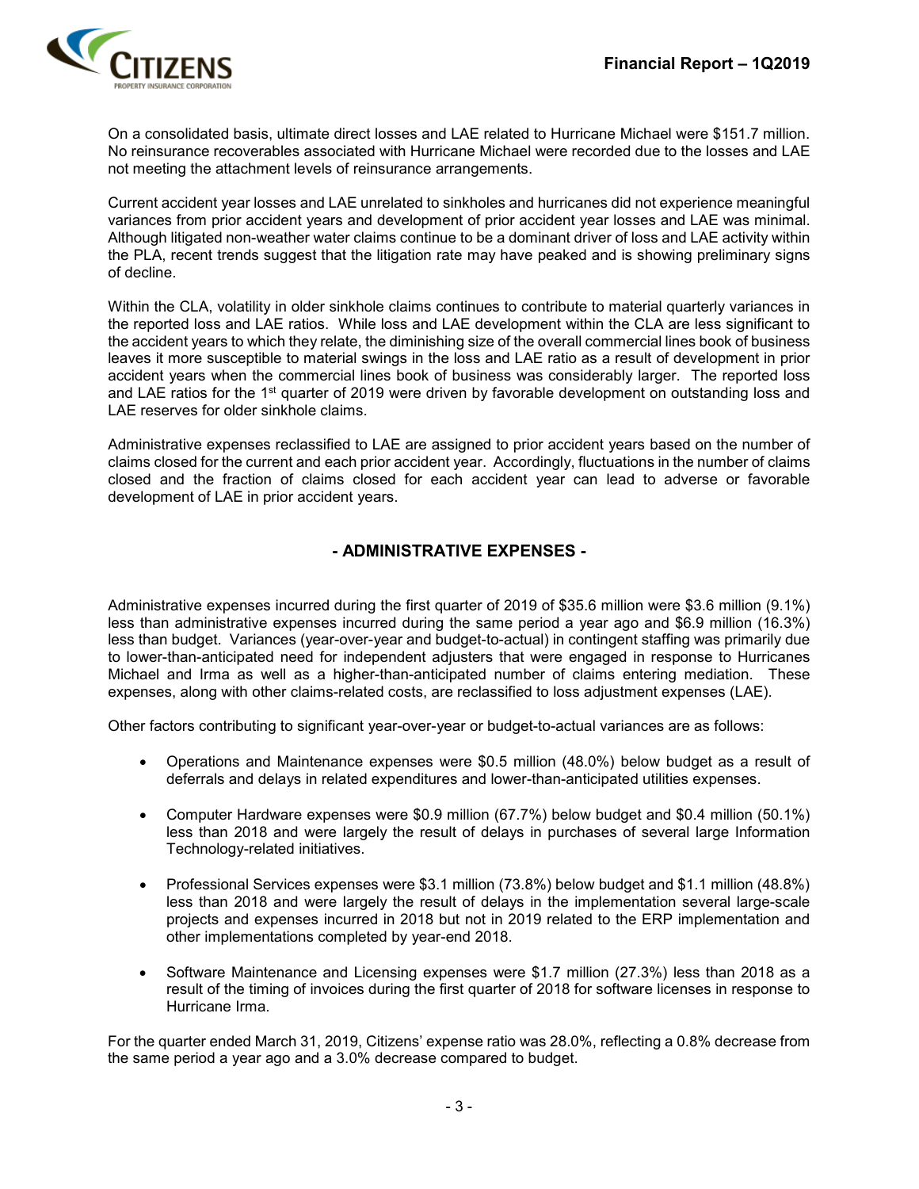On a consolidated basis, ultimate direct losses and LAE related to Hurricane Michael were $151.7 million. No reinsurance recoverables associated with Hurricane Michael were recorded due to the losses and LAE not meeting the attachment levels of reinsurance arrangements.

Current accident year losses and LAE unrelated to sinkholes and hurricanes did not experience meaningful variances from prior accident years and development of prior accident year losses and LAE was minimal. Although litigated non-weather water claims continue to be a dominant driver of loss and LAE activity within the PLA, recent trends suggest that the litigation rate may have peaked and is showing preliminary signs of decline.

Within the CLA, volatility in older sinkhole claims continues to contribute to material quarterly variances in the reported loss and LAE ratios. While loss and LAE development within the CLA are less significant to the accident years to which they relate, the diminishing size of the overall commercial lines book of business leaves it more susceptible to material swings in the loss and LAE ratio as a result of development in prior accident years when the commercial lines book of business was considerably larger. The reported loss and LAE ratios for the 1st quarter of 2019 were driven by favorable development on outstanding loss and LAE reserves for older sinkhole claims.

Administrative expenses reclassified to LAE are assigned to prior accident years based on the number of claims closed for the current and each prior accident year. Accordingly, fluctuations in the number of claims closed and the fraction of claims closed for each accident year can lead to adverse or favorable development of LAE in prior accident years.

## - ADMINISTRATIVE EXPENSES -

Administrative expenses incurred during the first quarter of 2019 of $35.6 million were $3.6 million (9.1%) less than administrative expenses incurred during the same period a year ago and $6.9 million (16.3%) less than budget. Variances (year-over-year and budget-to-actual) in contingent staffing was primarily due to lower-than-anticipated need for independent adjusters that were engaged in response to Hurricanes Michael and Irma as well as a higher-than-anticipated number of claims entering mediation. These expenses, along with other claims-related costs, are reclassified to loss adjustment expenses (LAE).

Other factors contributing to significant year-over-year or budget-to-actual variances are as follows:

- Operations and Maintenance expenses were $0.5 million (48.0%) below budget as a result of deferrals and delays in related expenditures and lower-than-anticipated utilities expenses.
- Computer Hardware expenses were $0.9 million (67.7%) below budget and $0.4 million (50.1%) less than 2018 and were largely the result of delays in purchases of several large Information Technology-related initiatives.
- Professional Services expenses were $3.1 million (73.8%) below budget and $1.1 million (48.8%) less than 2018 and were largely the result of delays in the implementation several large-scale projects and expenses incurred in 2018 but not in 2019 related to the ERP implementation and other implementations completed by year-end 2018.
- Software Maintenance and Licensing expenses were $1.7 million (27.3%) less than 2018 as a result of the timing of invoices during the first quarter of 2018 for software licenses in response to Hurricane Irma.

For the quarter ended March 31, 2019, Citizens' expense ratio was 28.0%, reflecting a 0.8% decrease from the same period a year ago and a 3.0% decrease compared to budget.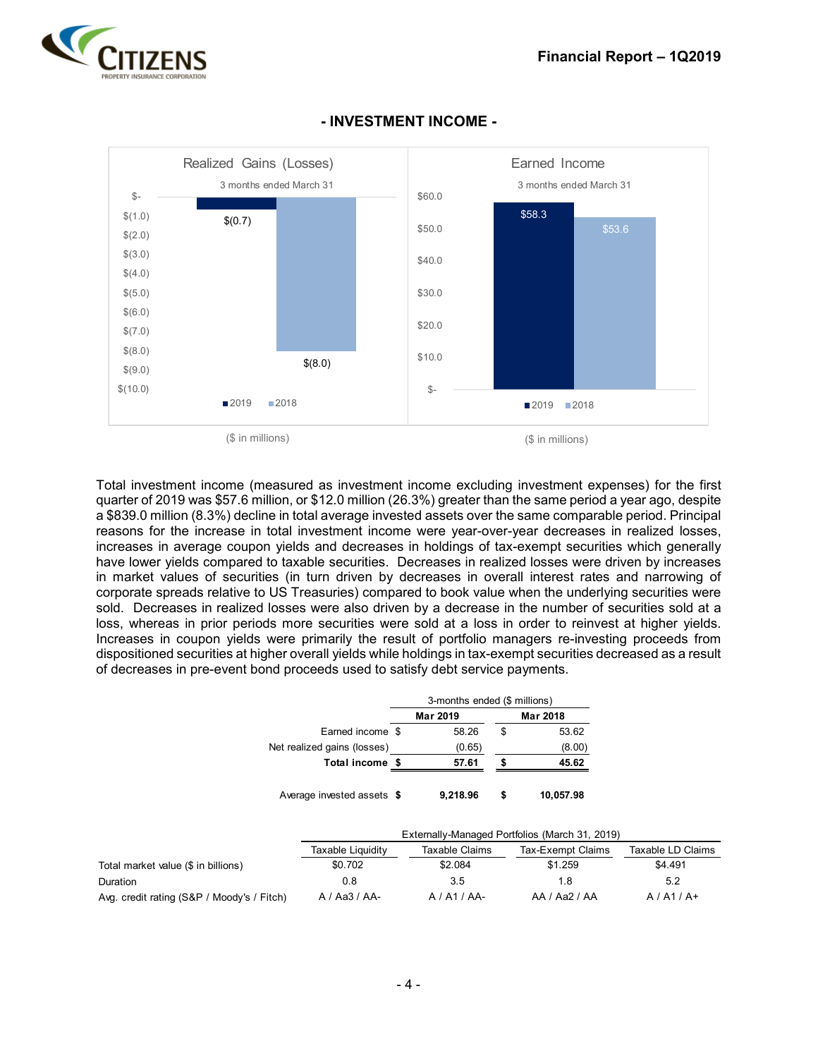## - INVESTMENT INCOME -

**Realized Gains (Losses)**
3 months ended March 31

| | 2019 | 2018 |
|---|---|---|
| Realized Gains (Losses) | $(0.7) | $(8.0) |

($ in millions)

**Earned Income**
3 months ended March 31

| | 2019 | 2018 |
|---|---|---|
| Earned Income | $58.3 | $53.6 |

($ in millions)

Total investment income (measured as investment income excluding investment expenses) for the first quarter of 2019 was $57.6 million, or $12.0 million (26.3%) greater than the same period a year ago, despite a $839.0 million (8.3%) decline in total average invested assets over the same comparable period. Principal reasons for the increase in total investment income were year-over-year decreases in realized losses, increases in average coupon yields and decreases in holdings of tax-exempt securities which generally have lower yields compared to taxable securities. Decreases in realized losses were driven by increases in market values of securities (in turn driven by decreases in overall interest rates and narrowing of corporate spreads relative to US Treasuries) compared to book value when the underlying securities were sold. Decreases in realized losses were also driven by a decrease in the number of securities sold at a loss, whereas in prior periods more securities were sold at a loss in order to reinvest at higher yields. Increases in coupon yields were primarily the result of portfolio managers re-investing proceeds from dispositioned securities at higher overall yields while holdings in tax-exempt securities decreased as a result of decreases in pre-event bond proceeds used to satisfy debt service payments.

| | 3-months ended ($ millions) | |
|---|---|---|
| | **Mar 2019** | **Mar 2018** |
| Earned income | $ 58.26 | $ 53.62 |
| Net realized gains (losses) | (0.65) | (8.00) |
| **Total income** | **$ 57.61** | **$ 45.62** |
| Average invested assets | **$ 9,218.96** | **$ 10,057.98** |

| | Externally-Managed Portfolios (March 31, 2019) | | | |
|---|---|---|---|---|
| | Taxable Liquidity | Taxable Claims | Tax-Exempt Claims | Taxable LD Claims |
| Total market value ($ in billions) | $0.702 | $2.084 | $1.259 | $4.491 |
| Duration | 0.8 | 3.5 | 1.8 | 5.2 |
| Avg. credit rating (S&P / Moody's / Fitch) | A / Aa3 / AA- | A / A1 / AA- | AA / Aa2 / AA | A / A1 / A+ |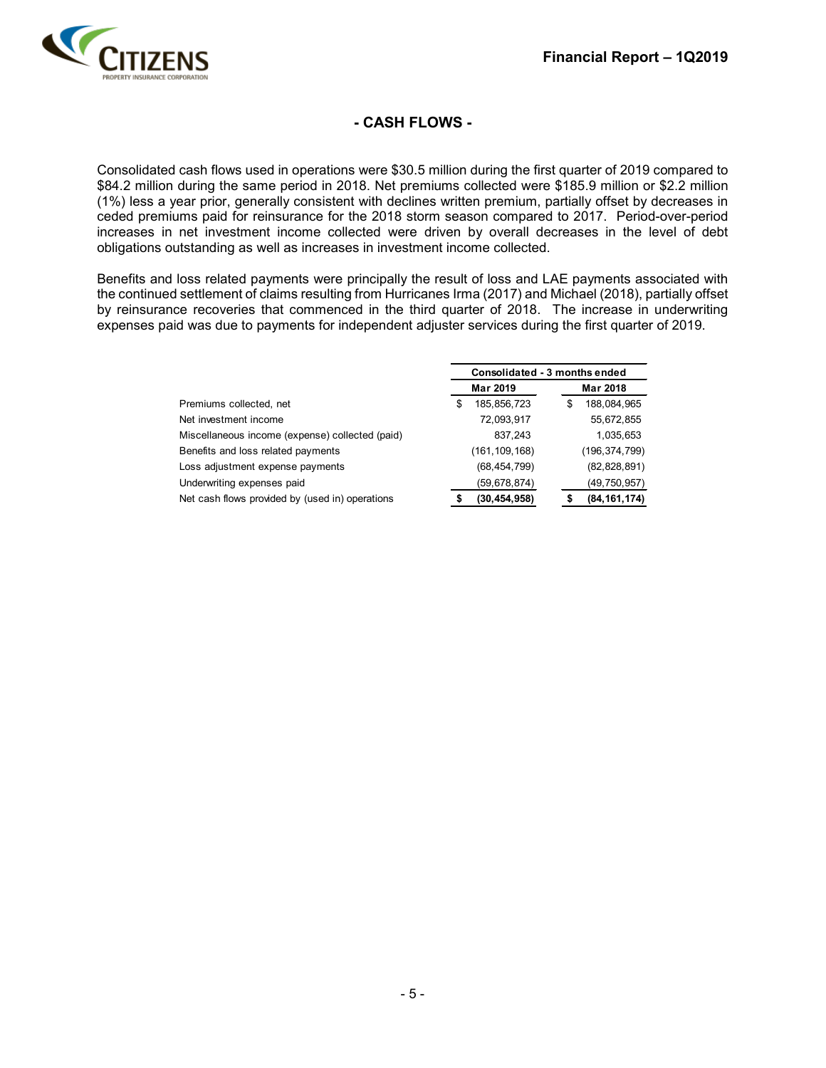## - CASH FLOWS -

Consolidated cash flows used in operations were $30.5 million during the first quarter of 2019 compared to $84.2 million during the same period in 2018. Net premiums collected were $185.9 million or $2.2 million (1%) less a year prior, generally consistent with declines written premium, partially offset by decreases in ceded premiums paid for reinsurance for the 2018 storm season compared to 2017. Period-over-period increases in net investment income collected were driven by overall decreases in the level of debt obligations outstanding as well as increases in investment income collected.

Benefits and loss related payments were principally the result of loss and LAE payments associated with the continued settlement of claims resulting from Hurricanes Irma (2017) and Michael (2018), partially offset by reinsurance recoveries that commenced in the third quarter of 2018. The increase in underwriting expenses paid was due to payments for independent adjuster services during the first quarter of 2019.

| | Consolidated - 3 months ended | |
|---|---|---|
| | **Mar 2019** | **Mar 2018** |
| Premiums collected, net | $ 185,856,723 | $ 188,084,965 |
| Net investment income | 72,093,917 | 55,672,855 |
| Miscellaneous income (expense) collected (paid) | 837,243 | 1,035,653 |
| Benefits and loss related payments | (161,109,168) | (196,374,799) |
| Loss adjustment expense payments | (68,454,799) | (82,828,891) |
| Underwriting expenses paid | (59,678,874) | (49,750,957) |
| Net cash flows provided by (used in) operations | **$ (30,454,958)** | **$ (84,161,174)** |